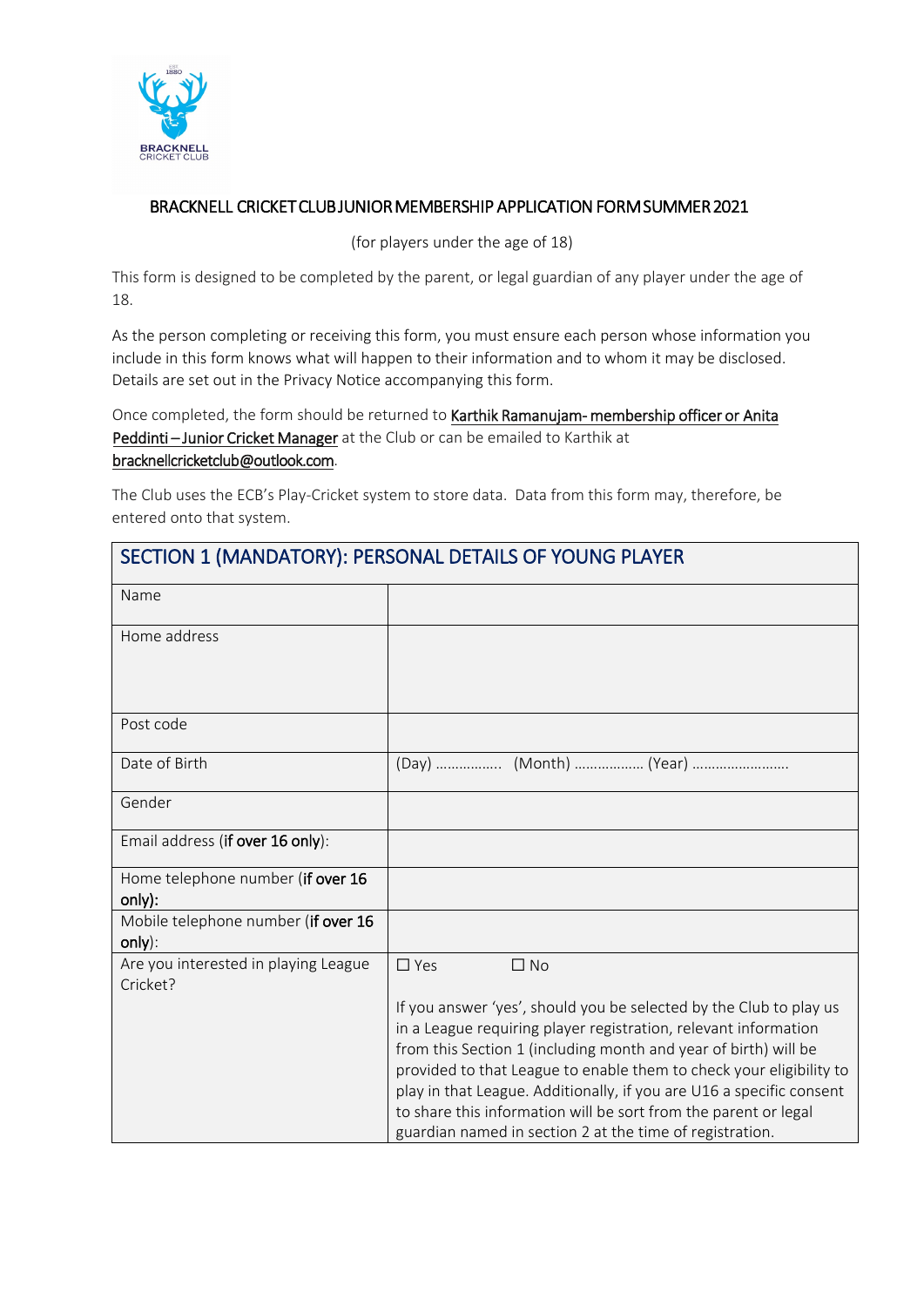# BRACKNELL CRICKET CLUB JUNIOR MEMBERSHIP APPLICATION FORM SUMMER 2021

(for players under the age of 18)

This form is designed to be completed by the parent, or legal guardian of any player under the age of 18.

As the person completing or receiving this form, you must ensure each person whose information you include in this form knows what will happen to their information and to whom it may be disclosed. Details are set out in the Privacy Notice accompanying this form.

Once completed, the form should be returned to Karthik Ramanujam- membership officer or Anita Peddinti – Junior Cricket Manager at the Club or can be emailed to Karthik at bracknellcricketclub@outlook.com.

The Club uses the ECB's Play-Cricket system to store data. Data from this form may, therefore, be entered onto that system.

| SECTION 1 (MANDATORY): PERSONAL DETAILS OF YOUNG PLAYER | |
|---|---|
| Name | |
| Home address | |
| Post code | |
| Date of Birth | (Day) …………….. (Month) ……………… (Year) ……………………. |
| Gender | |
| Email address (**if over 16 only**): | |
| Home telephone number (**if over 16 only):** | |
| Mobile telephone number (**if over 16 only**): | |
| Are you interested in playing League Cricket? | ☐ Yes ☐ No<br><br>If you answer 'yes', should you be selected by the Club to play us in a League requiring player registration, relevant information from this Section 1 (including month and year of birth) will be provided to that League to enable them to check your eligibility to play in that League. Additionally, if you are U16 a specific consent to share this information will be sort from the parent or legal guardian named in section 2 at the time of registration. |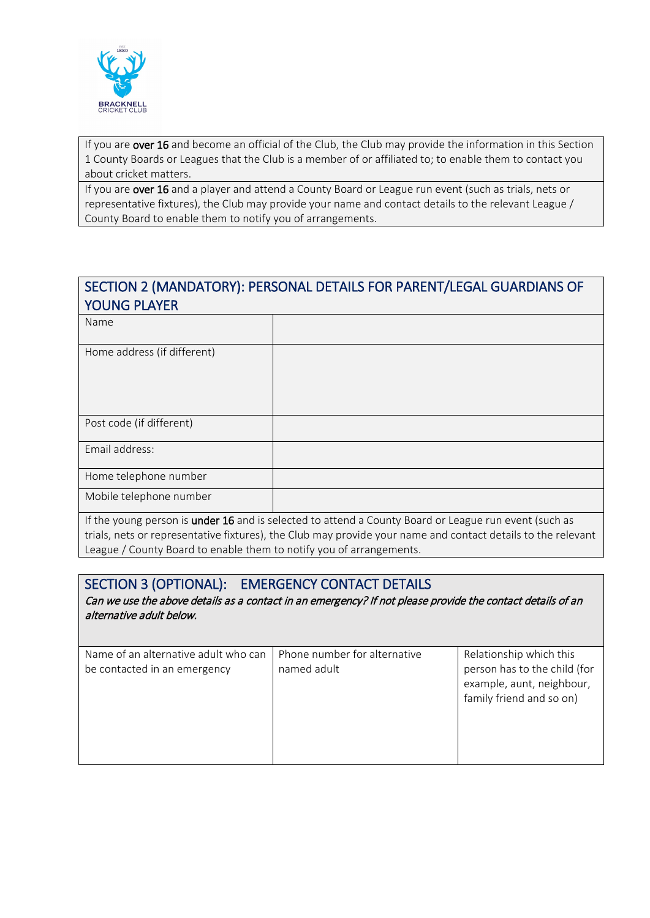If you are **over 16** and become an official of the Club, the Club may provide the information in this Section 1 County Boards or Leagues that the Club is a member of or affiliated to; to enable them to contact you about cricket matters.

If you are **over 16** and a player and attend a County Board or League run event (such as trials, nets or representative fixtures), the Club may provide your name and contact details to the relevant League / County Board to enable them to notify you of arrangements.

## SECTION 2 (MANDATORY): PERSONAL DETAILS FOR PARENT/LEGAL GUARDIANS OF YOUNG PLAYER

| Field | |
|---|---|
| Name | |
| Home address (if different) | |
| Post code (if different) | |
| Email address: | |
| Home telephone number | |
| Mobile telephone number | |

If the young person is **under 16** and is selected to attend a County Board or League run event (such as trials, nets or representative fixtures), the Club may provide your name and contact details to the relevant League / County Board to enable them to notify you of arrangements.

## SECTION 3 (OPTIONAL): EMERGENCY CONTACT DETAILS

*Can we use the above details as a contact in an emergency? If not please provide the contact details of an alternative adult below.*

| Name of an alternative adult who can be contacted in an emergency | Phone number for alternative named adult | Relationship which this person has to the child (for example, aunt, neighbour, family friend and so on) |
|---|---|---|
| | | |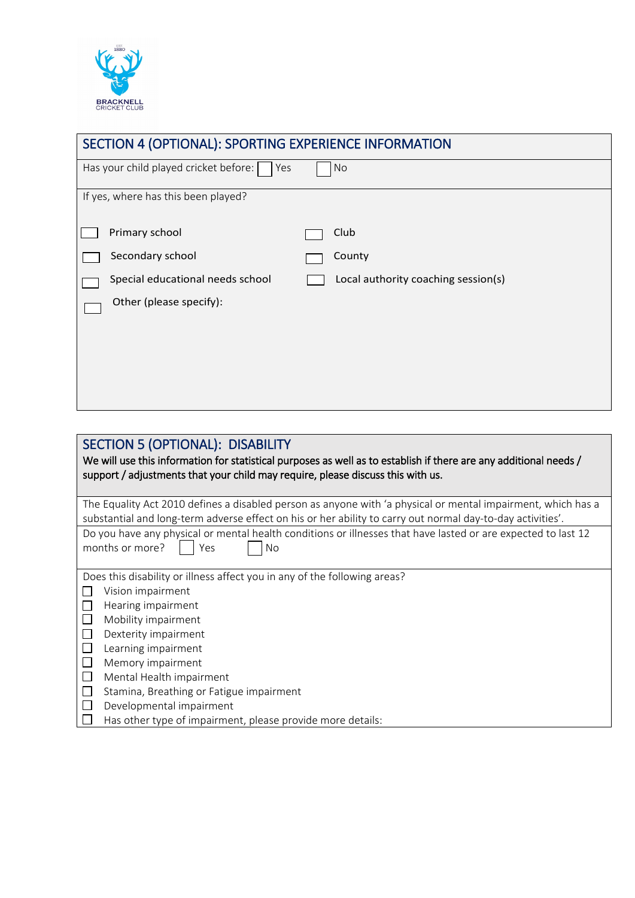## SECTION 4 (OPTIONAL): SPORTING EXPERIENCE INFORMATION

Has your child played cricket before: ☐ Yes ☐ No

If yes, where has this been played?

- ☐ Primary school
- ☐ Club
- ☐ Secondary school
- ☐ County
- ☐ Special educational needs school
- ☐ Local authority coaching session(s)
- ☐ Other (please specify):

## SECTION 5 (OPTIONAL): DISABILITY

**We will use this information for statistical purposes as well as to establish if there are any additional needs / support / adjustments that your child may require, please discuss this with us.**

The Equality Act 2010 defines a disabled person as anyone with 'a physical or mental impairment, which has a substantial and long-term adverse effect on his or her ability to carry out normal day-to-day activities'.

Do you have any physical or mental health conditions or illnesses that have lasted or are expected to last 12 months or more? ☐ Yes ☐ No

Does this disability or illness affect you in any of the following areas?

- ☐ Vision impairment
- ☐ Hearing impairment
- ☐ Mobility impairment
- ☐ Dexterity impairment
- ☐ Learning impairment
- ☐ Memory impairment
- ☐ Mental Health impairment
- ☐ Stamina, Breathing or Fatigue impairment
- ☐ Developmental impairment
- ☐ Has other type of impairment, please provide more details: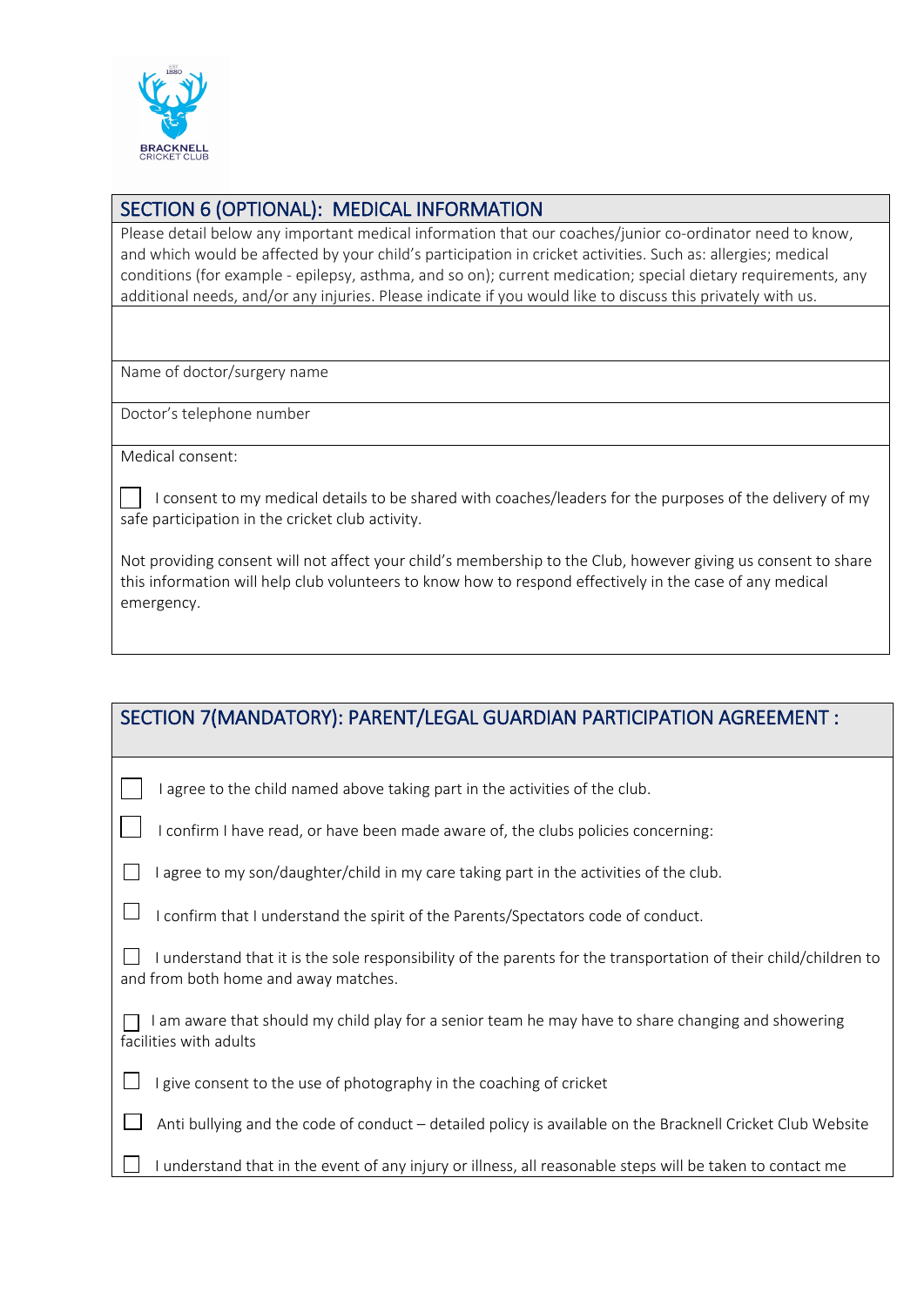## SECTION 6 (OPTIONAL): MEDICAL INFORMATION

Please detail below any important medical information that our coaches/junior co-ordinator need to know, and which would be affected by your child's participation in cricket activities. Such as: allergies; medical conditions (for example - epilepsy, asthma, and so on); current medication; special dietary requirements, any additional needs, and/or any injuries. Please indicate if you would like to discuss this privately with us.

Name of doctor/surgery name

Doctor's telephone number

Medical consent:

☐ I consent to my medical details to be shared with coaches/leaders for the purposes of the delivery of my safe participation in the cricket club activity.

Not providing consent will not affect your child's membership to the Club, however giving us consent to share this information will help club volunteers to know how to respond effectively in the case of any medical emergency.

## SECTION 7(MANDATORY): PARENT/LEGAL GUARDIAN PARTICIPATION AGREEMENT :

☐ I agree to the child named above taking part in the activities of the club.

☐ I confirm I have read, or have been made aware of, the clubs policies concerning:

☐ I agree to my son/daughter/child in my care taking part in the activities of the club.

☐ I confirm that I understand the spirit of the Parents/Spectators code of conduct.

☐ I understand that it is the sole responsibility of the parents for the transportation of their child/children to and from both home and away matches.

☐ I am aware that should my child play for a senior team he may have to share changing and showering facilities with adults

☐ I give consent to the use of photography in the coaching of cricket

☐ Anti bullying and the code of conduct – detailed policy is available on the Bracknell Cricket Club Website

☐ I understand that in the event of any injury or illness, all reasonable steps will be taken to contact me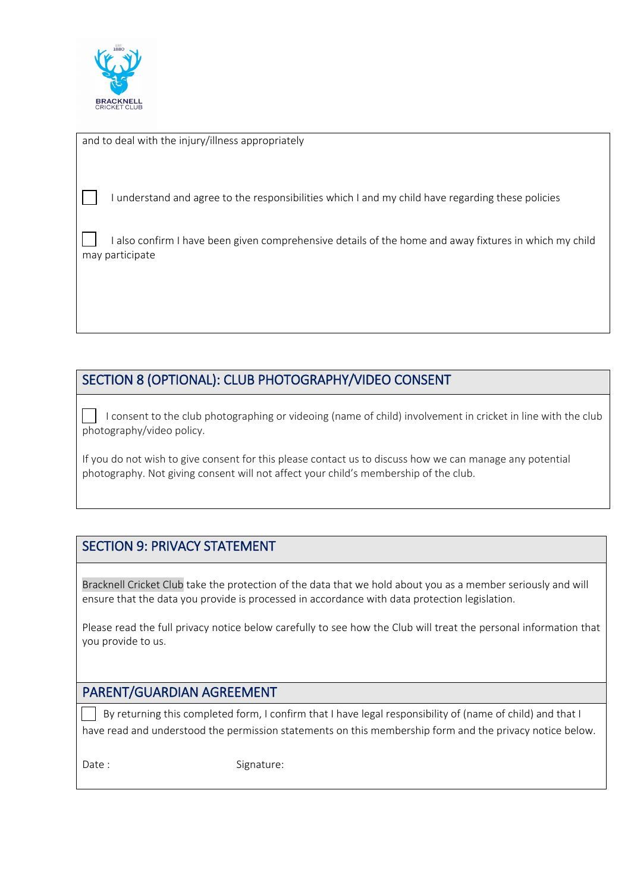and to deal with the injury/illness appropriately

☐ I understand and agree to the responsibilities which I and my child have regarding these policies

☐ I also confirm I have been given comprehensive details of the home and away fixtures in which my child may participate

## SECTION 8 (OPTIONAL): CLUB PHOTOGRAPHY/VIDEO CONSENT

☐ I consent to the club photographing or videoing (name of child) involvement in cricket in line with the club photography/video policy.

If you do not wish to give consent for this please contact us to discuss how we can manage any potential photography. Not giving consent will not affect your child's membership of the club.

## SECTION 9: PRIVACY STATEMENT

Bracknell Cricket Club take the protection of the data that we hold about you as a member seriously and will ensure that the data you provide is processed in accordance with data protection legislation.

Please read the full privacy notice below carefully to see how the Club will treat the personal information that you provide to us.

## PARENT/GUARDIAN AGREEMENT

☐ By returning this completed form, I confirm that I have legal responsibility of (name of child) and that I have read and understood the permission statements on this membership form and the privacy notice below.

Date :                                        Signature: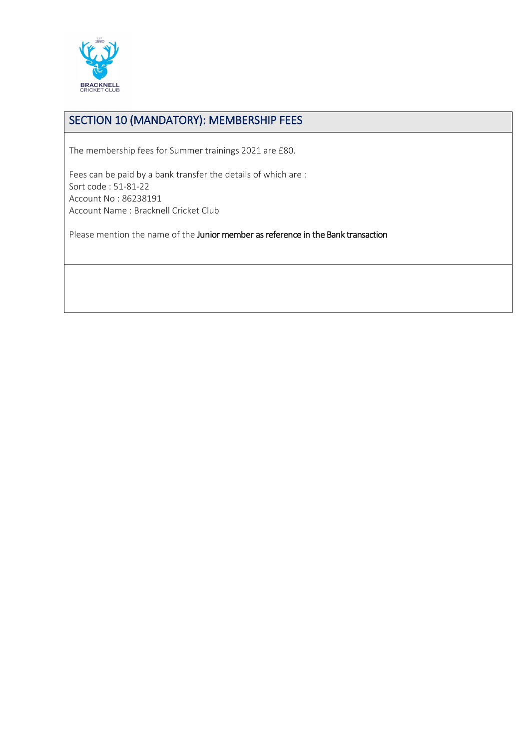## SECTION 10 (MANDATORY): MEMBERSHIP FEES

The membership fees for Summer trainings 2021 are £80.

Fees can be paid by a bank transfer the details of which are :
Sort code : 51-81-22
Account No : 86238191
Account Name : Bracknell Cricket Club

Please mention the name of the **Junior member as reference in the Bank transaction**